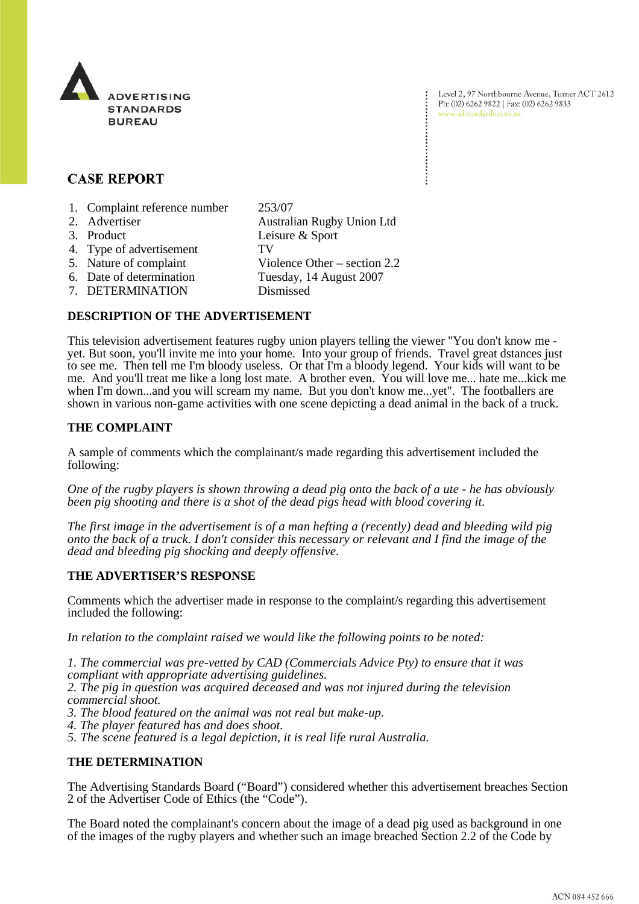ADVERTISING STANDARDS BUREAU

Level 2, 97 Northbourne Avenue, Turner ACT 2612
Ph: (02) 6262 9822 | Fax: (02) 6262 9833
www.adstandards.com.au

## CASE REPORT

| | | |
|---|---|---|
| 1. | Complaint reference number | 253/07 |
| 2. | Advertiser | Australian Rugby Union Ltd |
| 3. | Product | Leisure & Sport |
| 4. | Type of advertisement | TV |
| 5. | Nature of complaint | Violence Other – section 2.2 |
| 6. | Date of determination | Tuesday, 14 August 2007 |
| 7. | DETERMINATION | Dismissed |

### DESCRIPTION OF THE ADVERTISEMENT

This television advertisement features rugby union players telling the viewer "You don't know me - yet. But soon, you'll invite me into your home. Into your group of friends. Travel great dstances just to see me. Then tell me I'm bloody useless. Or that I'm a bloody legend. Your kids will want to be me. And you'll treat me like a long lost mate. A brother even. You will love me... hate me...kick me when I'm down...and you will scream my name. But you don't know me...yet". The footballers are shown in various non-game activities with one scene depicting a dead animal in the back of a truck.

### THE COMPLAINT

A sample of comments which the complainant/s made regarding this advertisement included the following:

*One of the rugby players is shown throwing a dead pig onto the back of a ute - he has obviously been pig shooting and there is a shot of the dead pigs head with blood covering it.*

*The first image in the advertisement is of a man hefting a (recently) dead and bleeding wild pig onto the back of a truck. I don't consider this necessary or relevant and I find the image of the dead and bleeding pig shocking and deeply offensive.*

### THE ADVERTISER'S RESPONSE

Comments which the advertiser made in response to the complaint/s regarding this advertisement included the following:

*In relation to the complaint raised we would like the following points to be noted:*

*1. The commercial was pre-vetted by CAD (Commercials Advice Pty) to ensure that it was compliant with appropriate advertising guidelines.*
*2. The pig in question was acquired deceased and was not injured during the television commercial shoot.*
*3. The blood featured on the animal was not real but make-up.*
*4. The player featured has and does shoot.*
*5. The scene featured is a legal depiction, it is real life rural Australia.*

### THE DETERMINATION

The Advertising Standards Board ("Board") considered whether this advertisement breaches Section 2 of the Advertiser Code of Ethics (the "Code").

The Board noted the complainant's concern about the image of a dead pig used as background in one of the images of the rugby players and whether such an image breached Section 2.2 of the Code by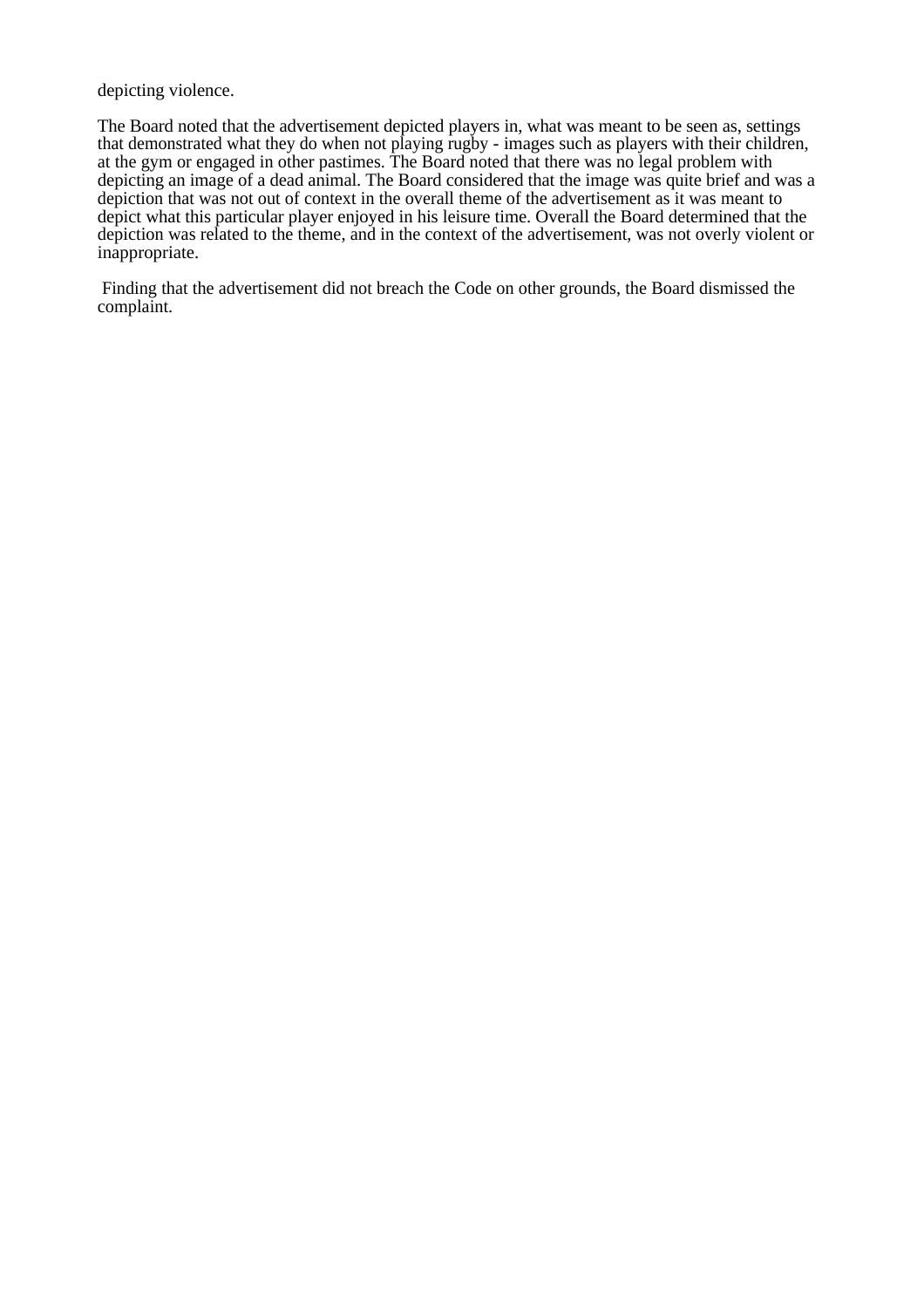depicting violence.

The Board noted that the advertisement depicted players in, what was meant to be seen as, settings that demonstrated what they do when not playing rugby - images such as players with their children, at the gym or engaged in other pastimes. The Board noted that there was no legal problem with depicting an image of a dead animal. The Board considered that the image was quite brief and was a depiction that was not out of context in the overall theme of the advertisement as it was meant to depict what this particular player enjoyed in his leisure time. Overall the Board determined that the depiction was related to the theme, and in the context of the advertisement, was not overly violent or inappropriate.

Finding that the advertisement did not breach the Code on other grounds, the Board dismissed the complaint.